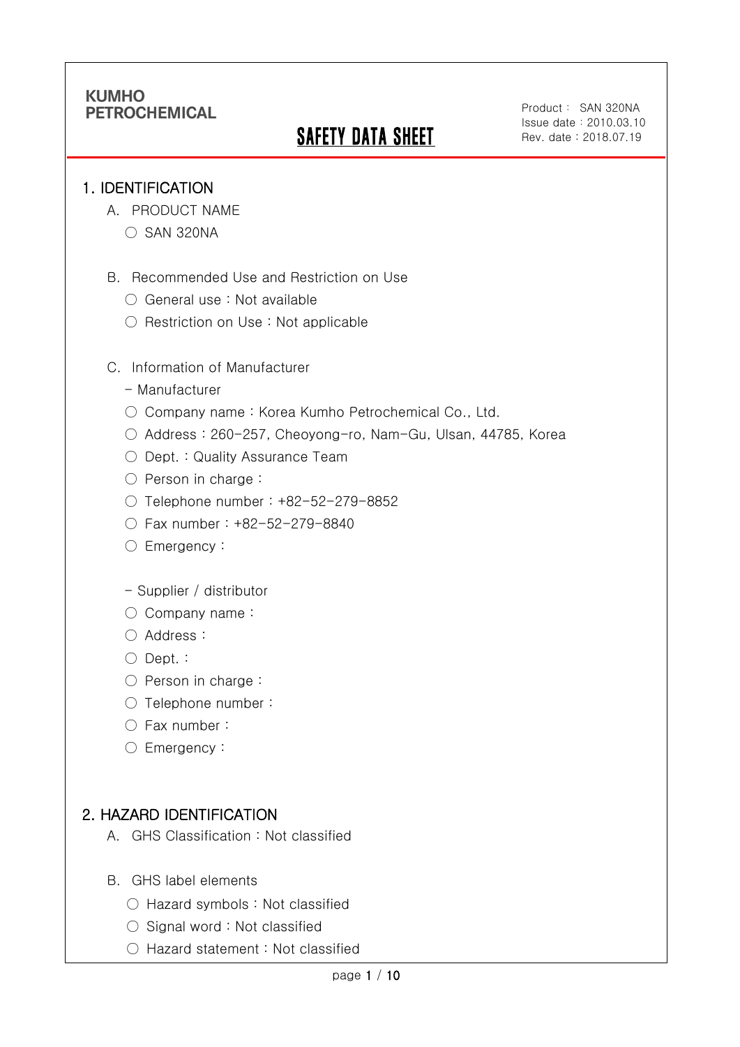KUMHO PETROCHEMICAL

# SAFETY DATA SHEET

Product : SAN 320NA
Issue date : 2010.03.10
Rev. date : 2018.07.19

## 1. IDENTIFICATION

A. PRODUCT NAME

○ SAN 320NA

B. Recommended Use and Restriction on Use

○ General use : Not available

○ Restriction on Use : Not applicable

C. Information of Manufacturer

- Manufacturer

○ Company name : Korea Kumho Petrochemical Co., Ltd.

○ Address : 260-257, Cheoyong-ro, Nam-Gu, Ulsan, 44785, Korea

○ Dept. : Quality Assurance Team

○ Person in charge :

○ Telephone number : +82-52-279-8852

○ Fax number : +82-52-279-8840

○ Emergency :

- Supplier / distributor

○ Company name :

○ Address :

○ Dept. :

○ Person in charge :

○ Telephone number :

○ Fax number :

○ Emergency :

## 2. HAZARD IDENTIFICATION

A. GHS Classification : Not classified

B. GHS label elements

○ Hazard symbols : Not classified

○ Signal word : Not classified

○ Hazard statement : Not classified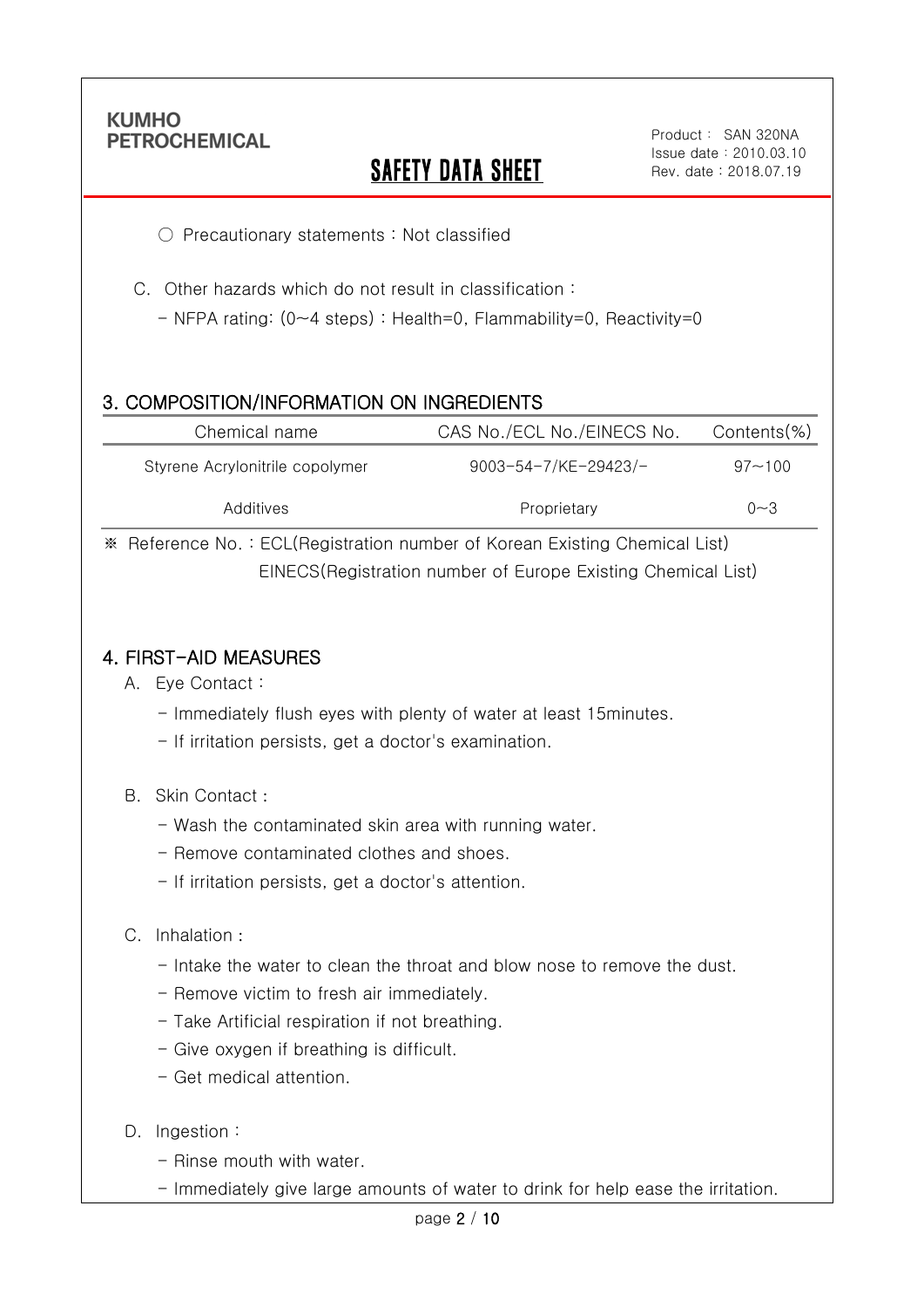○ Precautionary statements : Not classified

C. Other hazards which do not result in classification :

- NFPA rating: (0~4 steps) : Health=0, Flammability=0, Reactivity=0

## 3. COMPOSITION/INFORMATION ON INGREDIENTS

| Chemical name | CAS No./ECL No./EINECS No. | Contents(%) |
|---|---|---|
| Styrene Acrylonitrile copolymer | 9003-54-7/KE-29423/- | 97~100 |
| Additives | Proprietary | 0~3 |

※ Reference No. : ECL(Registration number of Korean Existing Chemical List)
EINECS(Registration number of Europe Existing Chemical List)

## 4. FIRST-AID MEASURES

A. Eye Contact :

- Immediately flush eyes with plenty of water at least 15minutes.
- If irritation persists, get a doctor's examination.

B. Skin Contact :

- Wash the contaminated skin area with running water.
- Remove contaminated clothes and shoes.
- If irritation persists, get a doctor's attention.

C. Inhalation :

- Intake the water to clean the throat and blow nose to remove the dust.
- Remove victim to fresh air immediately.
- Take Artificial respiration if not breathing.
- Give oxygen if breathing is difficult.
- Get medical attention.

D. Ingestion :

- Rinse mouth with water.
- Immediately give large amounts of water to drink for help ease the irritation.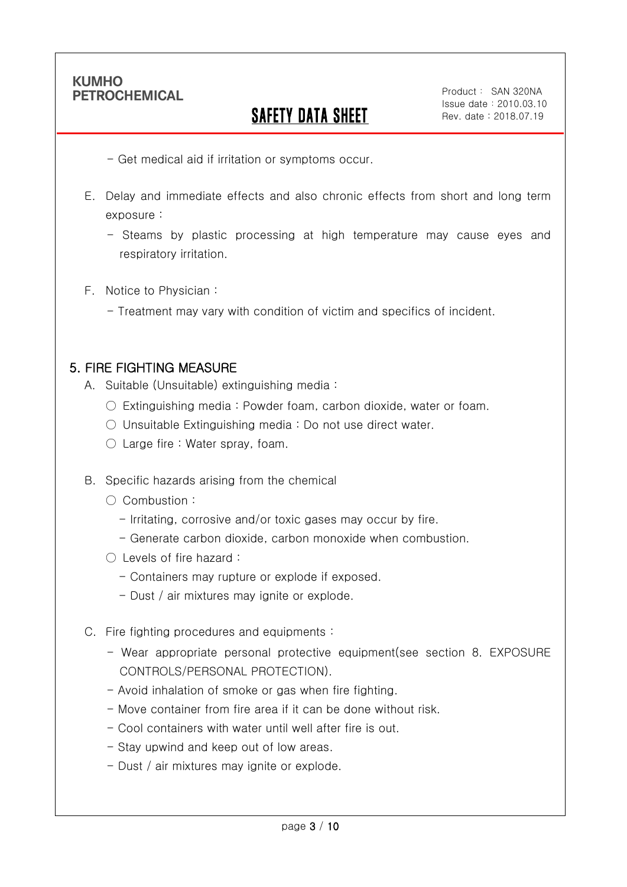- Get medical aid if irritation or symptoms occur.

E. Delay and immediate effects and also chronic effects from short and long term exposure :

- Steams by plastic processing at high temperature may cause eyes and respiratory irritation.

F. Notice to Physician :

- Treatment may vary with condition of victim and specifics of incident.

## 5. FIRE FIGHTING MEASURE

A. Suitable (Unsuitable) extinguishing media :

○ Extinguishing media : Powder foam, carbon dioxide, water or foam.

○ Unsuitable Extinguishing media : Do not use direct water.

○ Large fire : Water spray, foam.

B. Specific hazards arising from the chemical

○ Combustion :

- Irritating, corrosive and/or toxic gases may occur by fire.
- Generate carbon dioxide, carbon monoxide when combustion.

○ Levels of fire hazard :

- Containers may rupture or explode if exposed.
- Dust / air mixtures may ignite or explode.

C. Fire fighting procedures and equipments :

- Wear appropriate personal protective equipment(see section 8. EXPOSURE CONTROLS/PERSONAL PROTECTION).
- Avoid inhalation of smoke or gas when fire fighting.
- Move container from fire area if it can be done without risk.
- Cool containers with water until well after fire is out.
- Stay upwind and keep out of low areas.
- Dust / air mixtures may ignite or explode.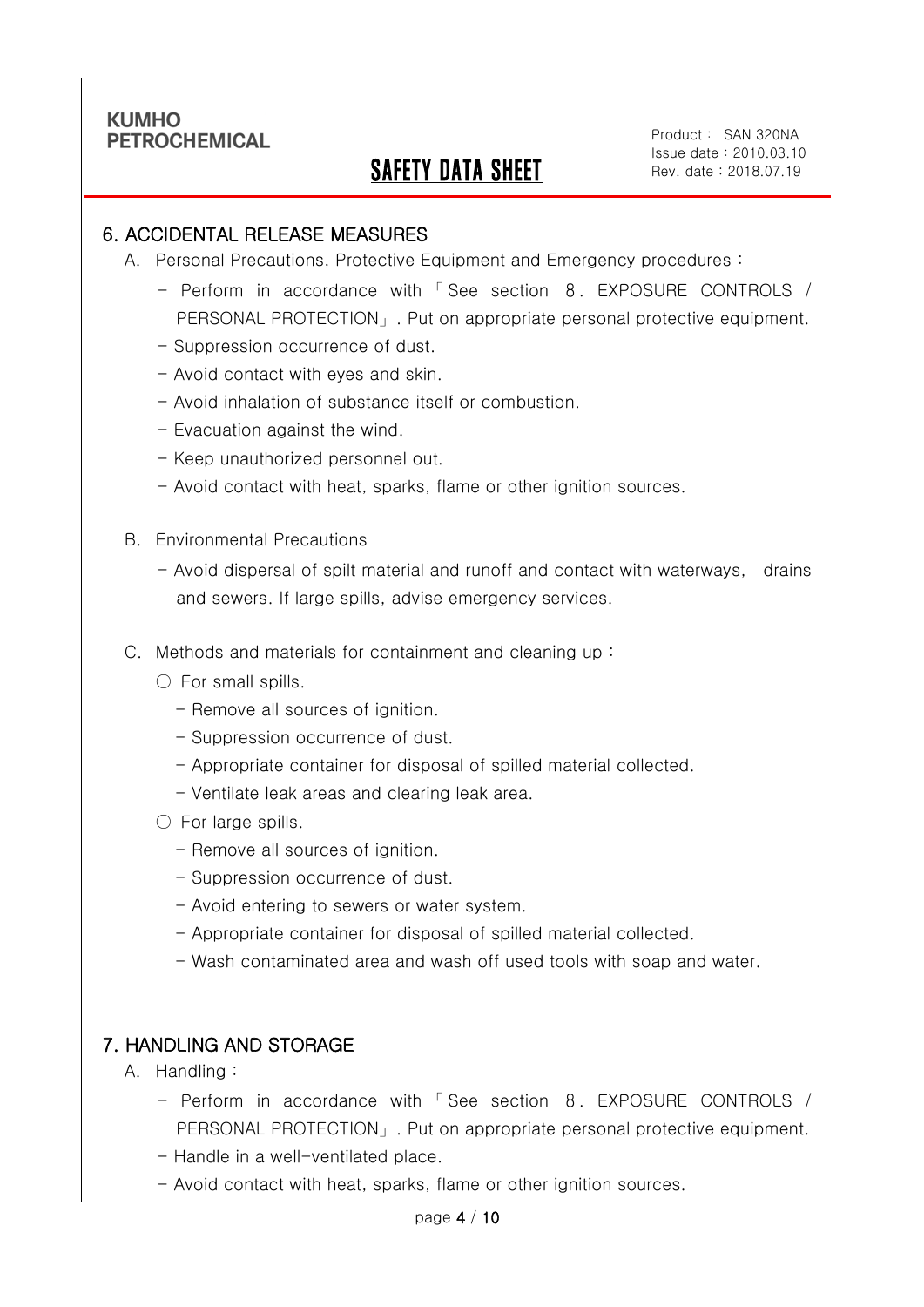## 6. ACCIDENTAL RELEASE MEASURES

A. Personal Precautions, Protective Equipment and Emergency procedures :

- Perform in accordance with 「See section 8. EXPOSURE CONTROLS / PERSONAL PROTECTION」. Put on appropriate personal protective equipment.
- Suppression occurrence of dust.
- Avoid contact with eyes and skin.
- Avoid inhalation of substance itself or combustion.
- Evacuation against the wind.
- Keep unauthorized personnel out.
- Avoid contact with heat, sparks, flame or other ignition sources.

B. Environmental Precautions

- Avoid dispersal of spilt material and runoff and contact with waterways, drains and sewers. If large spills, advise emergency services.

C. Methods and materials for containment and cleaning up :

○ For small spills.

- Remove all sources of ignition.
- Suppression occurrence of dust.
- Appropriate container for disposal of spilled material collected.
- Ventilate leak areas and clearing leak area.

○ For large spills.

- Remove all sources of ignition.
- Suppression occurrence of dust.
- Avoid entering to sewers or water system.
- Appropriate container for disposal of spilled material collected.
- Wash contaminated area and wash off used tools with soap and water.

## 7. HANDLING AND STORAGE

A. Handling :

- Perform in accordance with 「See section 8. EXPOSURE CONTROLS / PERSONAL PROTECTION」. Put on appropriate personal protective equipment.
- Handle in a well-ventilated place.
- Avoid contact with heat, sparks, flame or other ignition sources.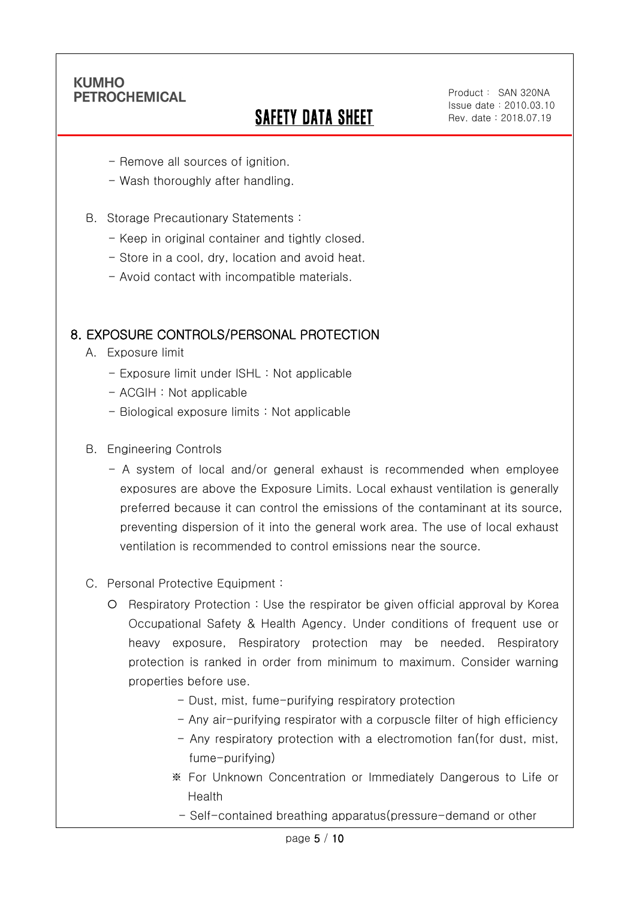- Remove all sources of ignition.
- Wash thoroughly after handling.

B. Storage Precautionary Statements :
- Keep in original container and tightly closed.
- Store in a cool, dry, location and avoid heat.
- Avoid contact with incompatible materials.

## 8. EXPOSURE CONTROLS/PERSONAL PROTECTION

A. Exposure limit
- Exposure limit under ISHL : Not applicable
- ACGIH : Not applicable
- Biological exposure limits : Not applicable

B. Engineering Controls
- A system of local and/or general exhaust is recommended when employee exposures are above the Exposure Limits. Local exhaust ventilation is generally preferred because it can control the emissions of the contaminant at its source, preventing dispersion of it into the general work area. The use of local exhaust ventilation is recommended to control emissions near the source.

C. Personal Protective Equipment :

○ Respiratory Protection : Use the respirator be given official approval by Korea Occupational Safety & Health Agency. Under conditions of frequent use or heavy exposure, Respiratory protection may be needed. Respiratory protection is ranked in order from minimum to maximum. Consider warning properties before use.
- Dust, mist, fume-purifying respiratory protection
- Any air-purifying respirator with a corpuscle filter of high efficiency
- Any respiratory protection with a electromotion fan(for dust, mist, fume-purifying)

※ For Unknown Concentration or Immediately Dangerous to Life or Health
- Self-contained breathing apparatus(pressure-demand or other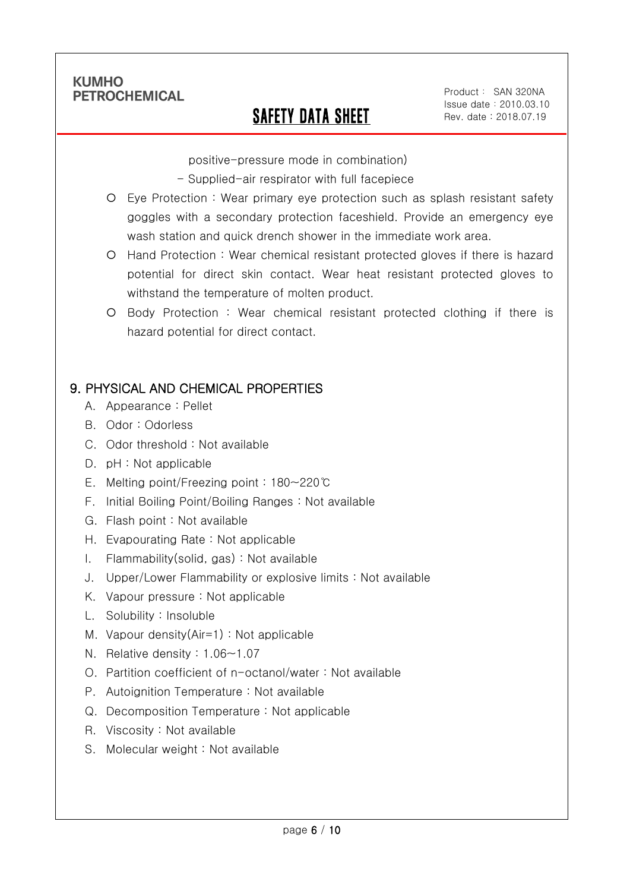positive-pressure mode in combination)

- Supplied-air respirator with full facepiece

- Eye Protection : Wear primary eye protection such as splash resistant safety goggles with a secondary protection faceshield. Provide an emergency eye wash station and quick drench shower in the immediate work area.
- Hand Protection : Wear chemical resistant protected gloves if there is hazard potential for direct skin contact. Wear heat resistant protected gloves to withstand the temperature of molten product.
- Body Protection : Wear chemical resistant protected clothing if there is hazard potential for direct contact.

## 9. PHYSICAL AND CHEMICAL PROPERTIES

A. Appearance : Pellet

B. Odor : Odorless

C. Odor threshold : Not available

D. pH : Not applicable

E. Melting point/Freezing point : 180~220℃

F. Initial Boiling Point/Boiling Ranges : Not available

G. Flash point : Not available

H. Evapourating Rate : Not applicable

I. Flammability(solid, gas) : Not available

J. Upper/Lower Flammability or explosive limits : Not available

K. Vapour pressure : Not applicable

L. Solubility : Insoluble

M. Vapour density(Air=1) : Not applicable

N. Relative density : 1.06~1.07

O. Partition coefficient of n-octanol/water : Not available

P. Autoignition Temperature : Not available

Q. Decomposition Temperature : Not applicable

R. Viscosity : Not available

S. Molecular weight : Not available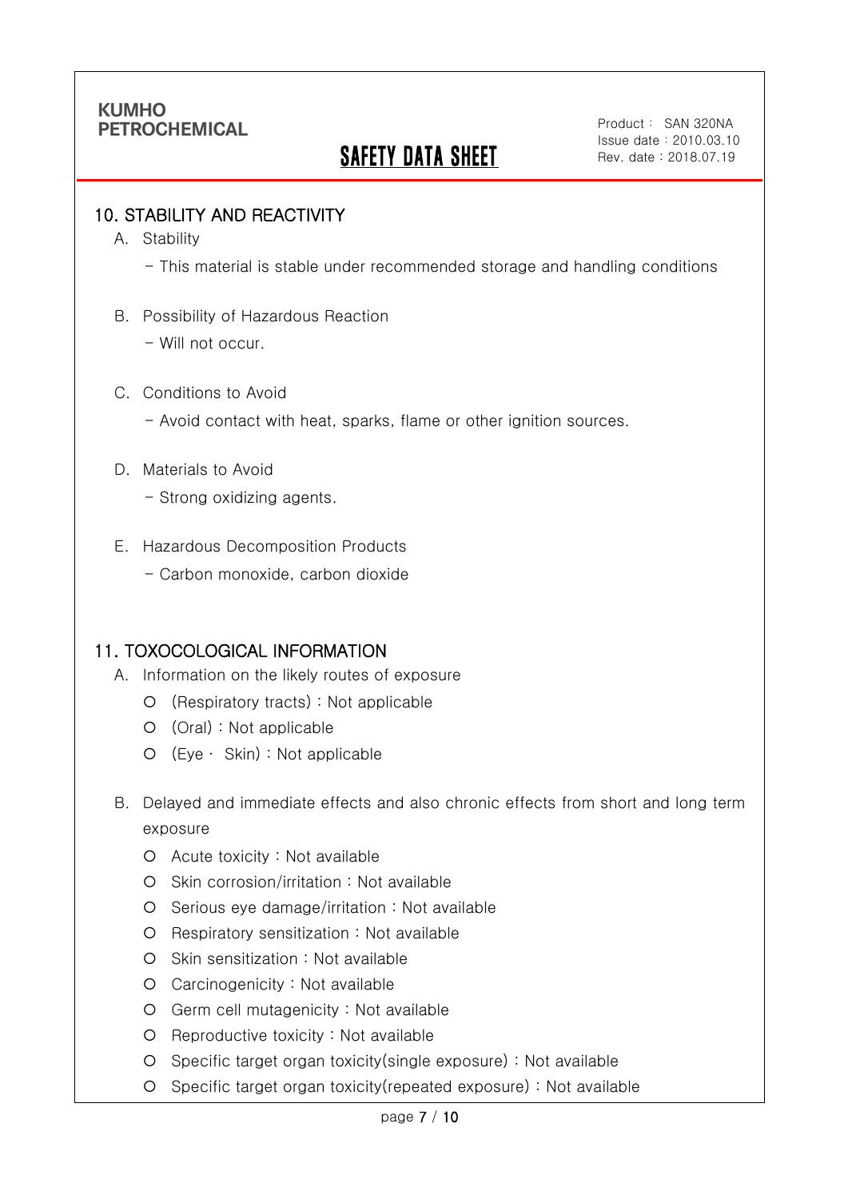## 10. STABILITY AND REACTIVITY

A. Stability

- This material is stable under recommended storage and handling conditions

B. Possibility of Hazardous Reaction

- Will not occur.

C. Conditions to Avoid

- Avoid contact with heat, sparks, flame or other ignition sources.

D. Materials to Avoid

- Strong oxidizing agents.

E. Hazardous Decomposition Products

- Carbon monoxide, carbon dioxide

## 11. TOXOCOLOGICAL INFORMATION

A. Information on the likely routes of exposure

- (Respiratory tracts) : Not applicable
- (Oral) : Not applicable
- (Eye · Skin) : Not applicable

B. Delayed and immediate effects and also chronic effects from short and long term exposure

- Acute toxicity : Not available
- Skin corrosion/irritation : Not available
- Serious eye damage/irritation : Not available
- Respiratory sensitization : Not available
- Skin sensitization : Not available
- Carcinogenicity : Not available
- Germ cell mutagenicity : Not available
- Reproductive toxicity : Not available
- Specific target organ toxicity(single exposure) : Not available
- Specific target organ toxicity(repeated exposure) : Not available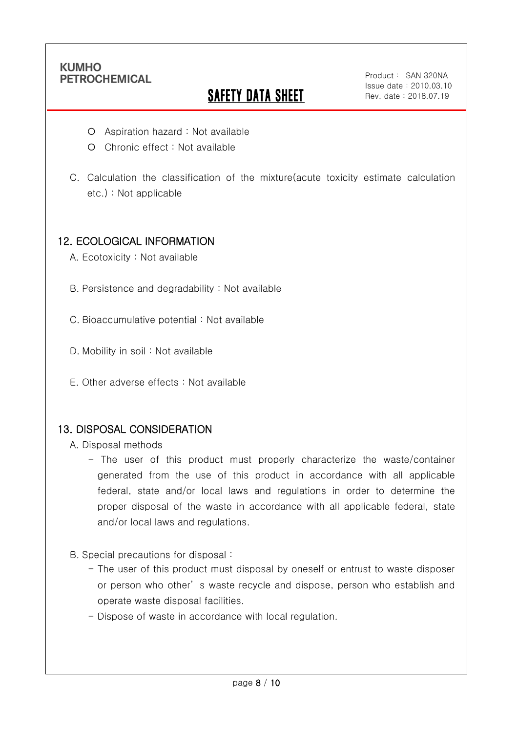- Aspiration hazard : Not available
- Chronic effect : Not available

C. Calculation the classification of the mixture(acute toxicity estimate calculation etc.) : Not applicable

## 12. ECOLOGICAL INFORMATION

A. Ecotoxicity : Not available

B. Persistence and degradability : Not available

C. Bioaccumulative potential : Not available

D. Mobility in soil : Not available

E. Other adverse effects : Not available

## 13. DISPOSAL CONSIDERATION

A. Disposal methods

- The user of this product must properly characterize the waste/container generated from the use of this product in accordance with all applicable federal, state and/or local laws and regulations in order to determine the proper disposal of the waste in accordance with all applicable federal, state and/or local laws and regulations.

B. Special precautions for disposal :

- The user of this product must disposal by oneself or entrust to waste disposer or person who other' s waste recycle and dispose, person who establish and operate waste disposal facilities.
- Dispose of waste in accordance with local regulation.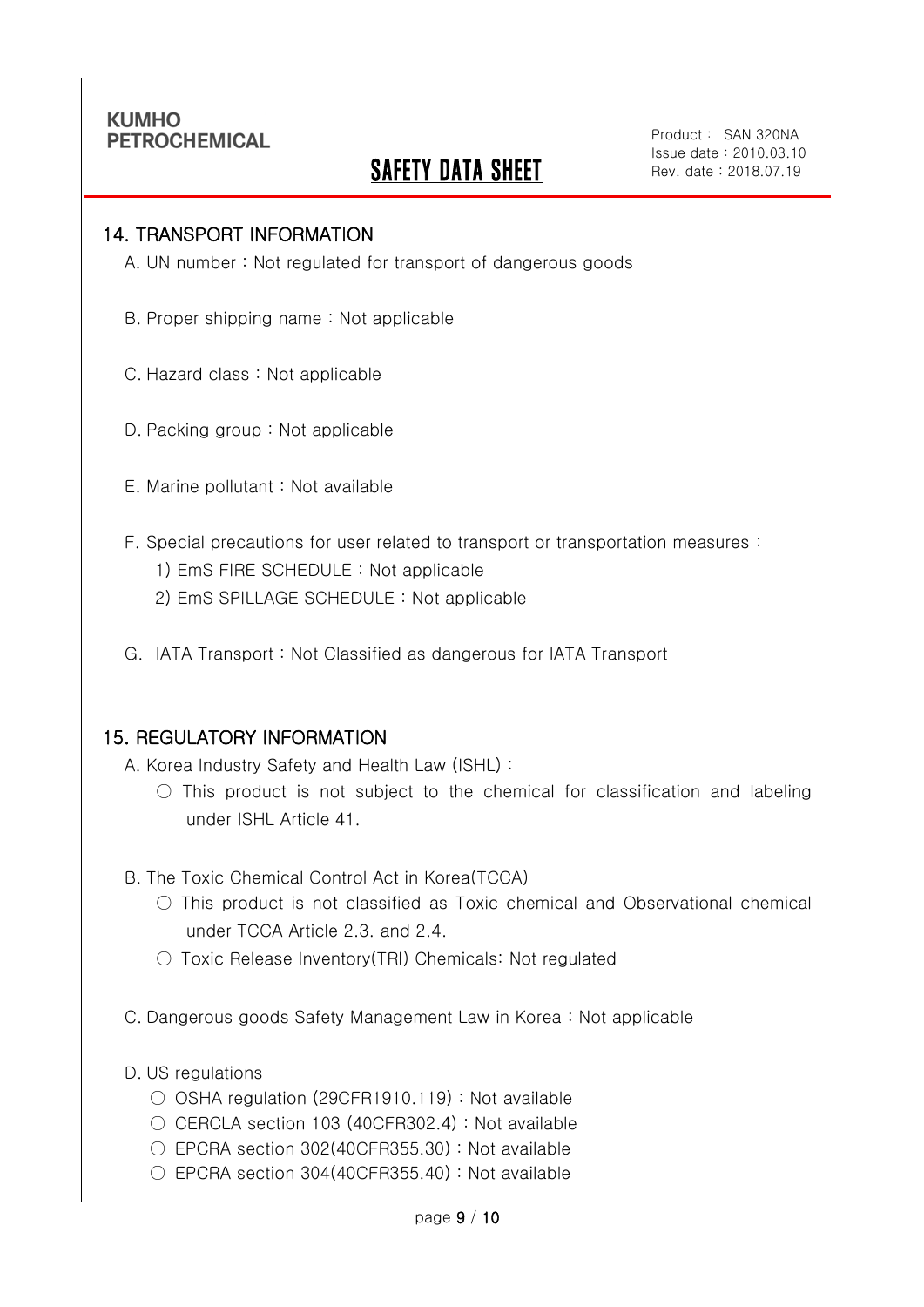## 14. TRANSPORT INFORMATION

A. UN number : Not regulated for transport of dangerous goods

B. Proper shipping name : Not applicable

C. Hazard class : Not applicable

D. Packing group : Not applicable

E. Marine pollutant : Not available

F. Special precautions for user related to transport or transportation measures :

1) EmS FIRE SCHEDULE : Not applicable
2) EmS SPILLAGE SCHEDULE : Not applicable

G. IATA Transport : Not Classified as dangerous for IATA Transport

## 15. REGULATORY INFORMATION

A. Korea Industry Safety and Health Law (ISHL) :

○ This product is not subject to the chemical for classification and labeling under ISHL Article 41.

B. The Toxic Chemical Control Act in Korea(TCCA)

○ This product is not classified as Toxic chemical and Observational chemical under TCCA Article 2.3. and 2.4.

○ Toxic Release Inventory(TRI) Chemicals: Not regulated

C. Dangerous goods Safety Management Law in Korea : Not applicable

D. US regulations

○ OSHA regulation (29CFR1910.119) : Not available

○ CERCLA section 103 (40CFR302.4) : Not available

○ EPCRA section 302(40CFR355.30) : Not available

○ EPCRA section 304(40CFR355.40) : Not available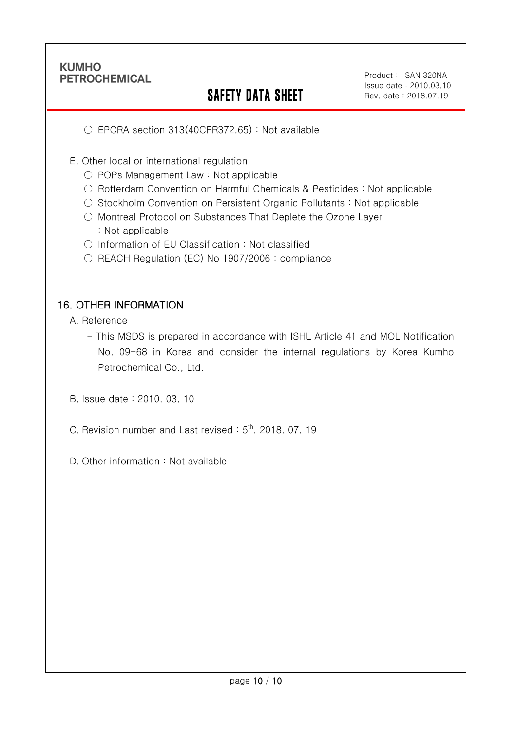○ EPCRA section 313(40CFR372.65) : Not available

E. Other local or international regulation

○ POPs Management Law : Not applicable

○ Rotterdam Convention on Harmful Chemicals & Pesticides : Not applicable

○ Stockholm Convention on Persistent Organic Pollutants : Not applicable

○ Montreal Protocol on Substances That Deplete the Ozone Layer
: Not applicable

○ Information of EU Classification : Not classified

○ REACH Regulation (EC) No 1907/2006 : compliance

## 16. OTHER INFORMATION

A. Reference

- This MSDS is prepared in accordance with ISHL Article 41 and MOL Notification No. 09-68 in Korea and consider the internal regulations by Korea Kumho Petrochemical Co., Ltd.

B. Issue date : 2010. 03. 10

C. Revision number and Last revised : 5th. 2018. 07. 19

D. Other information : Not available